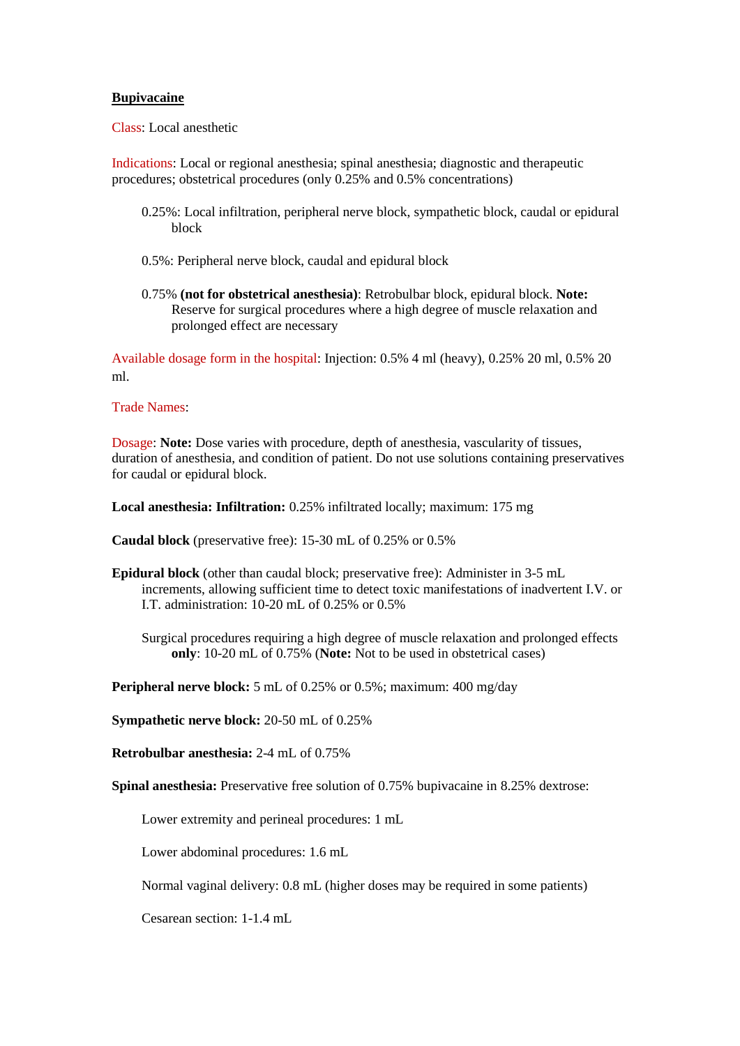# **Bupivacaine**

Class: Local anesthetic

Indications: Local or regional anesthesia; spinal anesthesia; diagnostic and therapeutic procedures; obstetrical procedures (only 0.25% and 0.5% concentrations)

- 0.25%: Local infiltration, peripheral nerve block, sympathetic block, caudal or epidural block
- 0.5%: Peripheral nerve block, caudal and epidural block
- 0.75% **(not for obstetrical anesthesia)**: Retrobulbar block, epidural block. **Note:** Reserve for surgical procedures where a high degree of muscle relaxation and prolonged effect are necessary

Available dosage form in the hospital: Injection: 0.5% 4 ml (heavy), 0.25% 20 ml, 0.5% 20 ml.

Trade Names:

Dosage: **Note:** Dose varies with procedure, depth of anesthesia, vascularity of tissues, duration of anesthesia, and condition of patient. Do not use solutions containing preservatives for caudal or epidural block.

**Local anesthesia: Infiltration:** 0.25% infiltrated locally; maximum: 175 mg

**Caudal block** (preservative free): 15-30 mL of 0.25% or 0.5%

**Epidural block** (other than caudal block; preservative free): Administer in 3-5 mL increments, allowing sufficient time to detect toxic manifestations of inadvertent I.V. or I.T. administration: 10-20 mL of 0.25% or 0.5%

Surgical procedures requiring a high degree of muscle relaxation and prolonged effects **only**: 10-20 mL of 0.75% (**Note:** Not to be used in obstetrical cases)

**Peripheral nerve block:** 5 mL of 0.25% or 0.5%; maximum: 400 mg/day

**Sympathetic nerve block:** 20-50 mL of 0.25%

**Retrobulbar anesthesia:** 2-4 mL of 0.75%

**Spinal anesthesia:** Preservative free solution of 0.75% bupivacaine in 8.25% dextrose:

- Lower extremity and perineal procedures: 1 mL
- Lower abdominal procedures: 1.6 mL
- Normal vaginal delivery: 0.8 mL (higher doses may be required in some patients)
- Cesarean section: 1-1.4 mL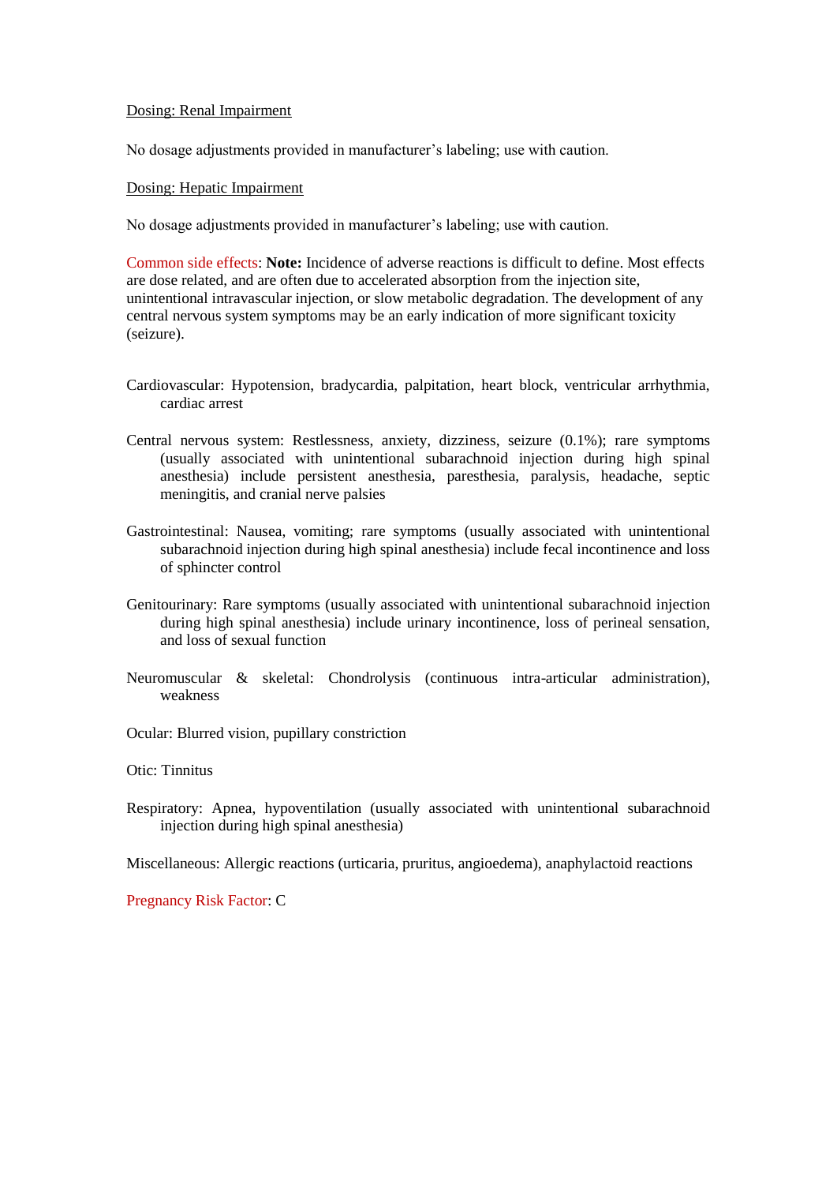Dosing: Renal Impairment

No dosage adjustments provided in manufacturer's labeling; use with caution.

Dosing: Hepatic Impairment

No dosage adjustments provided in manufacturer's labeling; use with caution.

Common side effects: **Note:** Incidence of adverse reactions is difficult to define. Most effects are dose related, and are often due to accelerated absorption from the injection site, unintentional intravascular injection, or slow metabolic degradation. The development of any central nervous system symptoms may be an early indication of more significant toxicity (seizure).

Cardiovascular: Hypotension, bradycardia, palpitation, heart block, ventricular arrhythmia, cardiac arrest

Central nervous system: Restlessness, anxiety, dizziness, seizure (0.1%); rare symptoms (usually associated with unintentional subarachnoid injection during high spinal anesthesia) include persistent anesthesia, paresthesia, paralysis, headache, septic meningitis, and cranial nerve palsies

Gastrointestinal: Nausea, vomiting; rare symptoms (usually associated with unintentional subarachnoid injection during high spinal anesthesia) include fecal incontinence and loss of sphincter control

Genitourinary: Rare symptoms (usually associated with unintentional subarachnoid injection during high spinal anesthesia) include urinary incontinence, loss of perineal sensation, and loss of sexual function

Neuromuscular & skeletal: Chondrolysis (continuous intra-articular administration), weakness

Ocular: Blurred vision, pupillary constriction

Otic: Tinnitus

Respiratory: Apnea, hypoventilation (usually associated with unintentional subarachnoid injection during high spinal anesthesia)

Miscellaneous: Allergic reactions (urticaria, pruritus, angioedema), anaphylactoid reactions

Pregnancy Risk Factor: C